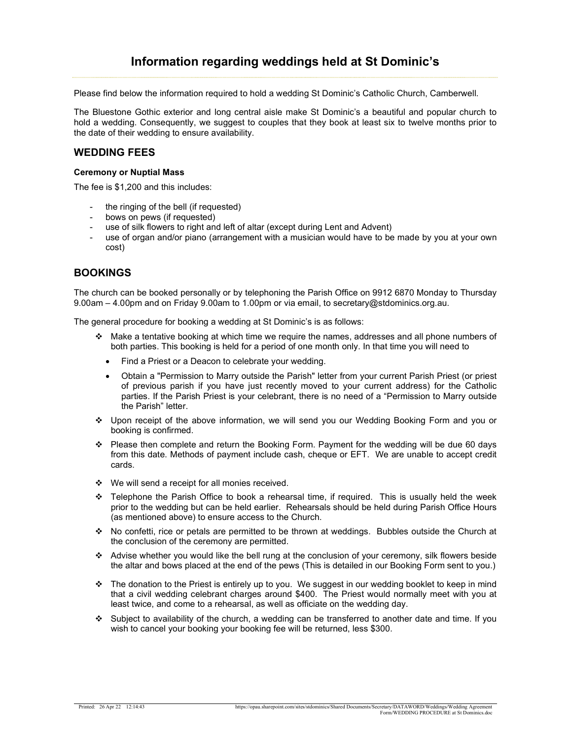# Information regarding weddings held at St Dominic's

Please find below the information required to hold a wedding St Dominic's Catholic Church, Camberwell.

The Bluestone Gothic exterior and long central aisle make St Dominic's a beautiful and popular church to hold a wedding. Consequently, we suggest to couples that they book at least six to twelve months prior to the date of their wedding to ensure availability.

## WEDDING FEES

**Ceremony or Nuptial Mass**

The fee is $1,200 and this includes:

- the ringing of the bell (if requested)
- bows on pews (if requested)
- use of silk flowers to right and left of altar (except during Lent and Advent)
- use of organ and/or piano (arrangement with a musician would have to be made by you at your own cost)

## BOOKINGS

The church can be booked personally or by telephoning the Parish Office on 9912 6870 Monday to Thursday 9.00am – 4.00pm and on Friday 9.00am to 1.00pm or via email, to secretary@stdominics.org.au.

The general procedure for booking a wedding at St Dominic's is as follows:

- Make a tentative booking at which time we require the names, addresses and all phone numbers of both parties. This booking is held for a period of one month only. In that time you will need to
  - Find a Priest or a Deacon to celebrate your wedding.
  - Obtain a "Permission to Marry outside the Parish" letter from your current Parish Priest (or priest of previous parish if you have just recently moved to your current address) for the Catholic parties. If the Parish Priest is your celebrant, there is no need of a "Permission to Marry outside the Parish" letter.
- Upon receipt of the above information, we will send you our Wedding Booking Form and you or booking is confirmed.
- Please then complete and return the Booking Form. Payment for the wedding will be due 60 days from this date. Methods of payment include cash, cheque or EFT. We are unable to accept credit cards.
- We will send a receipt for all monies received.
- Telephone the Parish Office to book a rehearsal time, if required. This is usually held the week prior to the wedding but can be held earlier. Rehearsals should be held during Parish Office Hours (as mentioned above) to ensure access to the Church.
- No confetti, rice or petals are permitted to be thrown at weddings. Bubbles outside the Church at the conclusion of the ceremony are permitted.
- Advise whether you would like the bell rung at the conclusion of your ceremony, silk flowers beside the altar and bows placed at the end of the pews (This is detailed in our Booking Form sent to you.)
- The donation to the Priest is entirely up to you. We suggest in our wedding booklet to keep in mind that a civil wedding celebrant charges around $400. The Priest would normally meet with you at least twice, and come to a rehearsal, as well as officiate on the wedding day.
- Subject to availability of the church, a wedding can be transferred to another date and time. If you wish to cancel your booking your booking fee will be returned, less $300.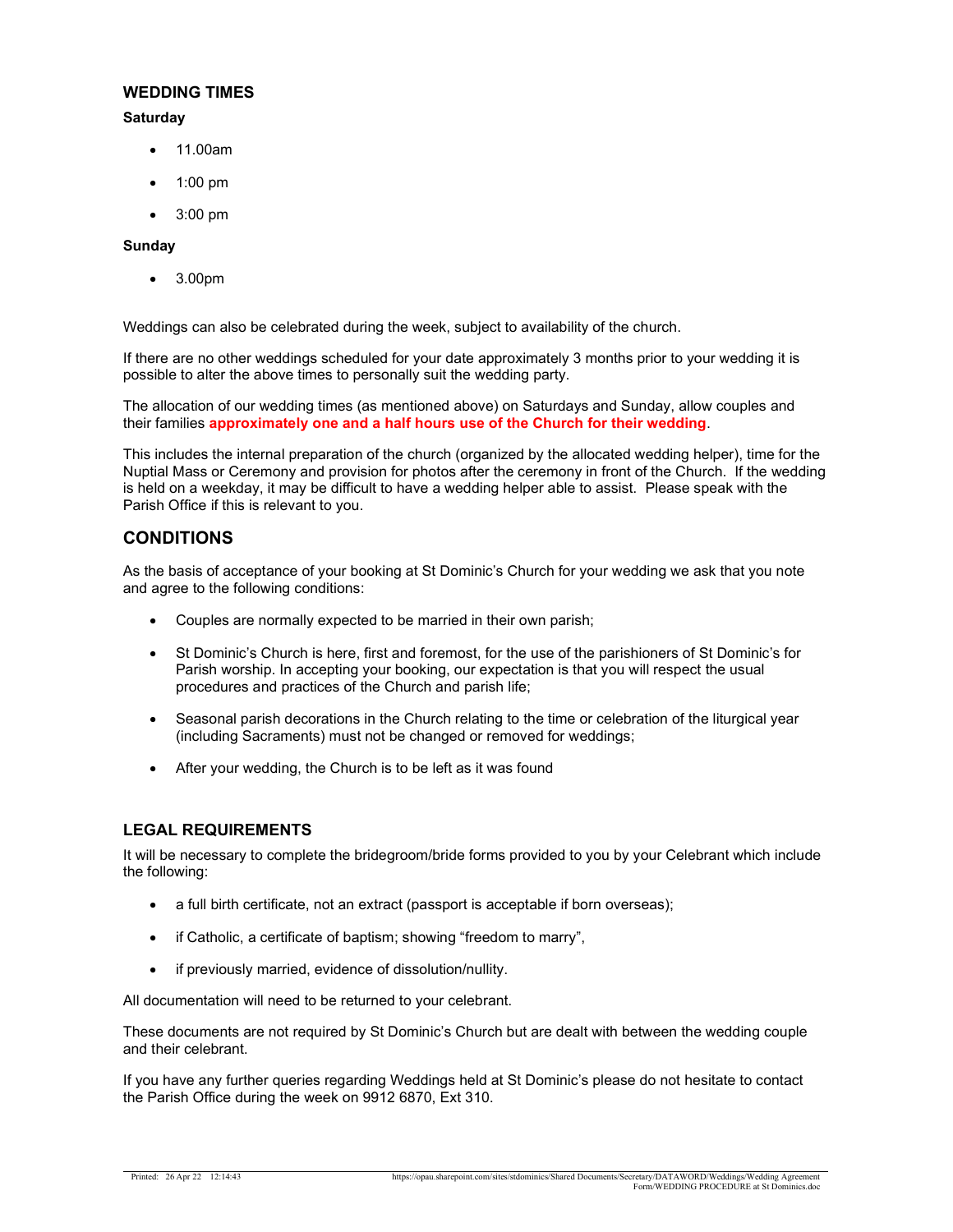## WEDDING TIMES

**Saturday**

- 11.00am
- 1:00 pm
- 3:00 pm

**Sunday**

- 3.00pm

Weddings can also be celebrated during the week, subject to availability of the church.

If there are no other weddings scheduled for your date approximately 3 months prior to your wedding it is possible to alter the above times to personally suit the wedding party.

The allocation of our wedding times (as mentioned above) on Saturdays and Sunday, allow couples and their families **approximately one and a half hours use of the Church for their wedding**.

This includes the internal preparation of the church (organized by the allocated wedding helper), time for the Nuptial Mass or Ceremony and provision for photos after the ceremony in front of the Church. If the wedding is held on a weekday, it may be difficult to have a wedding helper able to assist. Please speak with the Parish Office if this is relevant to you.

## CONDITIONS

As the basis of acceptance of your booking at St Dominic's Church for your wedding we ask that you note and agree to the following conditions:

- Couples are normally expected to be married in their own parish;
- St Dominic's Church is here, first and foremost, for the use of the parishioners of St Dominic's for Parish worship. In accepting your booking, our expectation is that you will respect the usual procedures and practices of the Church and parish life;
- Seasonal parish decorations in the Church relating to the time or celebration of the liturgical year (including Sacraments) must not be changed or removed for weddings;
- After your wedding, the Church is to be left as it was found

## LEGAL REQUIREMENTS

It will be necessary to complete the bridegroom/bride forms provided to you by your Celebrant which include the following:

- a full birth certificate, not an extract (passport is acceptable if born overseas);
- if Catholic, a certificate of baptism; showing "freedom to marry",
- if previously married, evidence of dissolution/nullity.

All documentation will need to be returned to your celebrant.

These documents are not required by St Dominic's Church but are dealt with between the wedding couple and their celebrant.

If you have any further queries regarding Weddings held at St Dominic's please do not hesitate to contact the Parish Office during the week on 9912 6870, Ext 310.